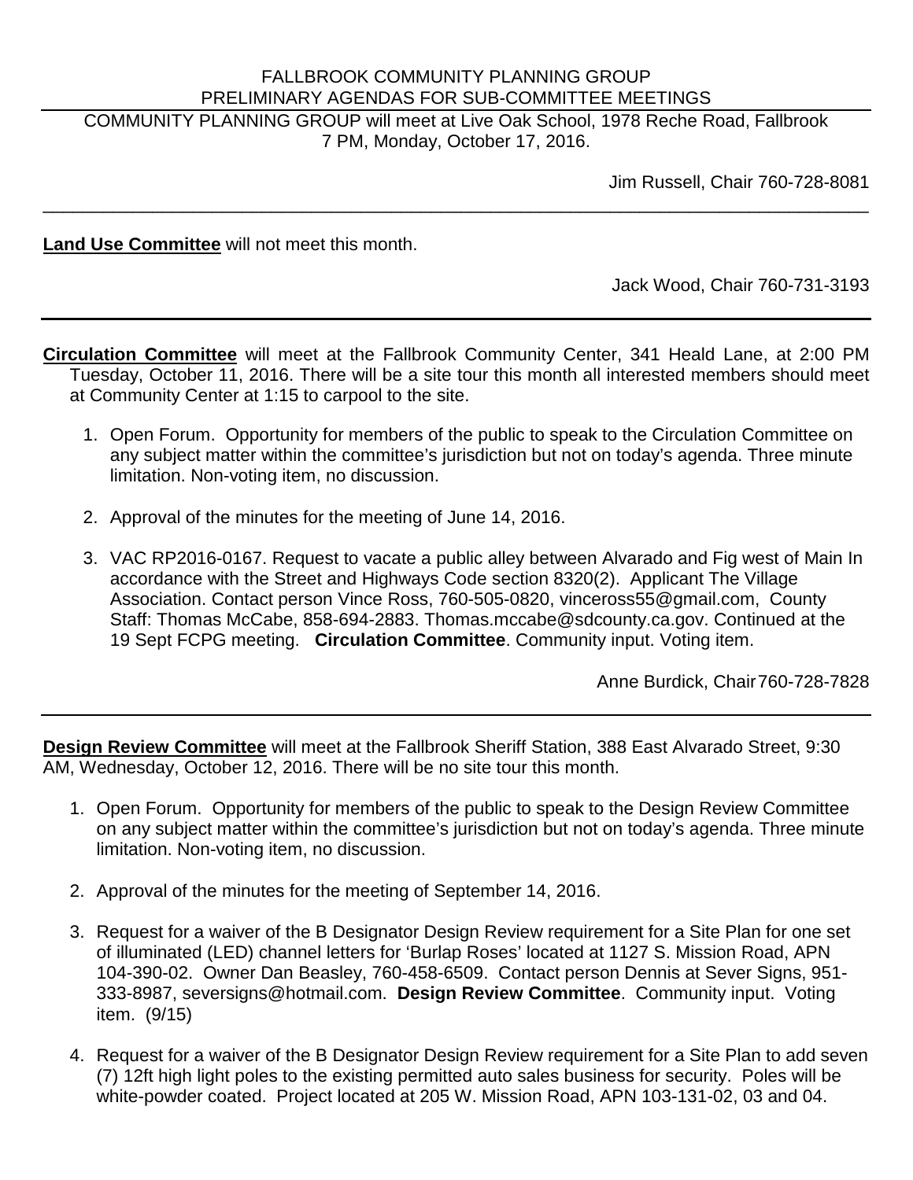FALLBROOK COMMUNITY PLANNING GROUP
PRELIMINARY AGENDAS FOR SUB-COMMITTEE MEETINGS

COMMUNITY PLANNING GROUP will meet at Live Oak School, 1978 Reche Road, Fallbrook
7 PM, Monday, October 17, 2016.

Jim Russell, Chair 760-728-8081

---

**Land Use Committee** will not meet this month.

Jack Wood, Chair 760-731-3193

---

**Circulation Committee** will meet at the Fallbrook Community Center, 341 Heald Lane, at 2:00 PM Tuesday, October 11, 2016. There will be a site tour this month all interested members should meet at Community Center at 1:15 to carpool to the site.

1. Open Forum. Opportunity for members of the public to speak to the Circulation Committee on any subject matter within the committee's jurisdiction but not on today's agenda. Three minute limitation. Non-voting item, no discussion.

2. Approval of the minutes for the meeting of June 14, 2016.

3. VAC RP2016-0167. Request to vacate a public alley between Alvarado and Fig west of Main In accordance with the Street and Highways Code section 8320(2). Applicant The Village Association. Contact person Vince Ross, 760-505-0820, vinceross55@gmail.com, County Staff: Thomas McCabe, 858-694-2883. Thomas.mccabe@sdcounty.ca.gov. Continued at the 19 Sept FCPG meeting. **Circulation Committee**. Community input. Voting item.

Anne Burdick, Chair 760-728-7828

---

**Design Review Committee** will meet at the Fallbrook Sheriff Station, 388 East Alvarado Street, 9:30 AM, Wednesday, October 12, 2016. There will be no site tour this month.

1. Open Forum. Opportunity for members of the public to speak to the Design Review Committee on any subject matter within the committee's jurisdiction but not on today's agenda. Three minute limitation. Non-voting item, no discussion.

2. Approval of the minutes for the meeting of September 14, 2016.

3. Request for a waiver of the B Designator Design Review requirement for a Site Plan for one set of illuminated (LED) channel letters for 'Burlap Roses' located at 1127 S. Mission Road, APN 104-390-02. Owner Dan Beasley, 760-458-6509. Contact person Dennis at Sever Signs, 951-333-8987, seversigns@hotmail.com. **Design Review Committee**. Community input. Voting item. (9/15)

4. Request for a waiver of the B Designator Design Review requirement for a Site Plan to add seven (7) 12ft high light poles to the existing permitted auto sales business for security. Poles will be white-powder coated. Project located at 205 W. Mission Road, APN 103-131-02, 03 and 04.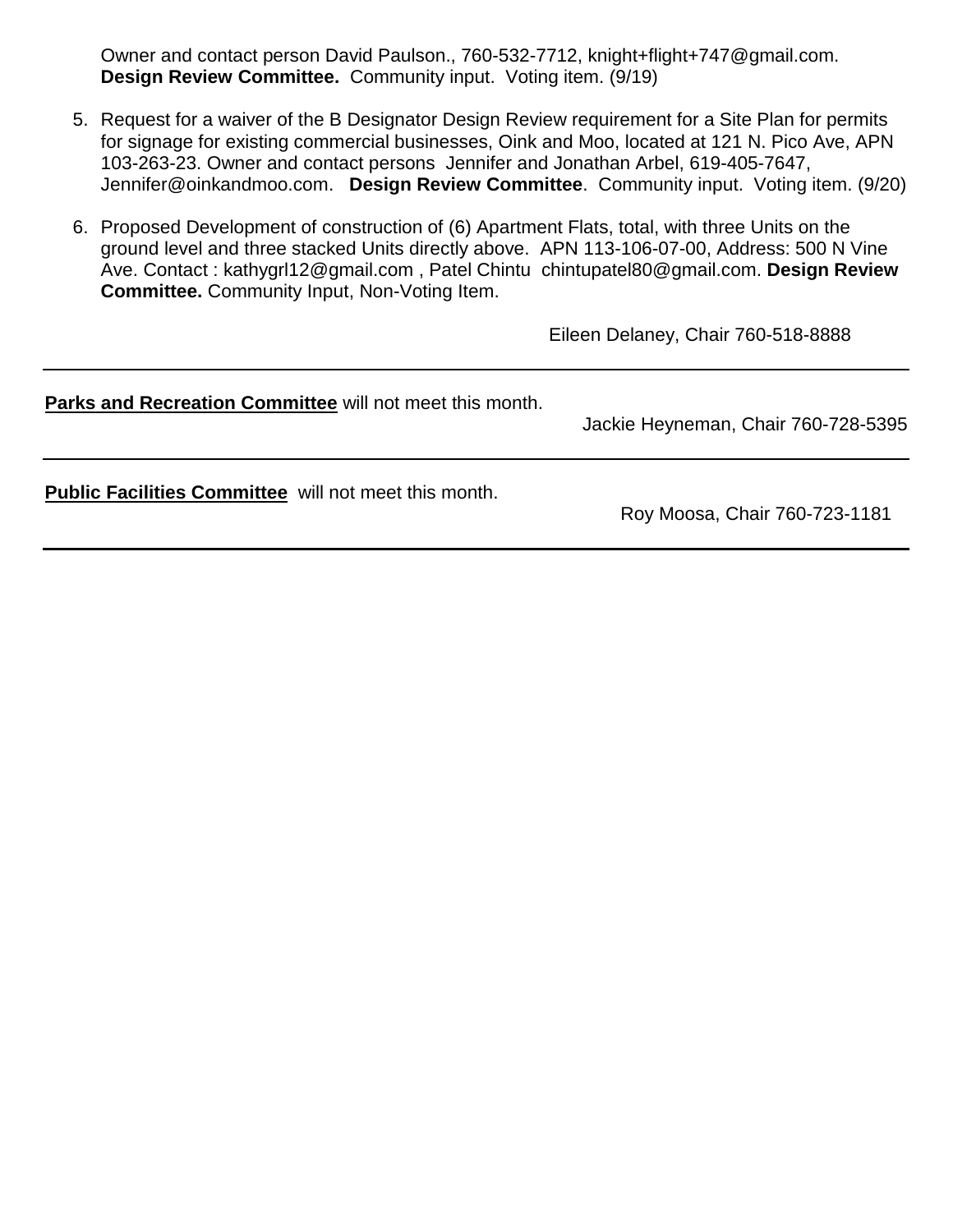Owner and contact person David Paulson., 760-532-7712, knight+flight+747@gmail.com. **Design Review Committee.** Community input. Voting item. (9/19)

5. Request for a waiver of the B Designator Design Review requirement for a Site Plan for permits for signage for existing commercial businesses, Oink and Moo, located at 121 N. Pico Ave, APN 103-263-23. Owner and contact persons Jennifer and Jonathan Arbel, 619-405-7647, Jennifer@oinkandmoo.com. **Design Review Committee**. Community input. Voting item. (9/20)

6. Proposed Development of construction of (6) Apartment Flats, total, with three Units on the ground level and three stacked Units directly above. APN 113-106-07-00, Address: 500 N Vine Ave. Contact : kathygrl12@gmail.com , Patel Chintu chintupatel80@gmail.com. **Design Review Committee.** Community Input, Non-Voting Item.

Eileen Delaney, Chair 760-518-8888

---

**<u>Parks and Recreation Committee</u>** will not meet this month.

Jackie Heyneman, Chair 760-728-5395

---

**<u>Public Facilities Committee</u>** will not meet this month.

Roy Moosa, Chair 760-723-1181

---